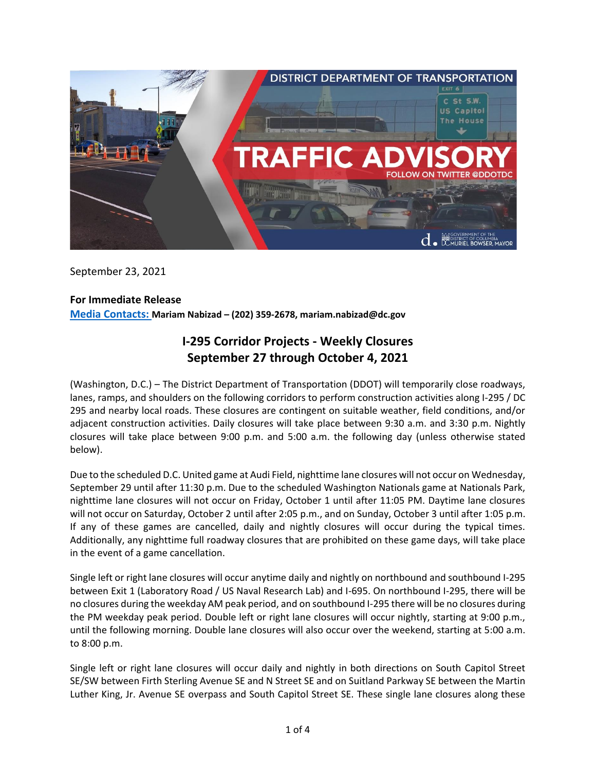September 23, 2021

**For Immediate Release**
**Media Contacts: Mariam Nabizad – (202) 359-2678, mariam.nabizad@dc.gov**

## I-295 Corridor Projects - Weekly Closures
## September 27 through October 4, 2021

(Washington, D.C.) – The District Department of Transportation (DDOT) will temporarily close roadways, lanes, ramps, and shoulders on the following corridors to perform construction activities along I-295 / DC 295 and nearby local roads. These closures are contingent on suitable weather, field conditions, and/or adjacent construction activities. Daily closures will take place between 9:30 a.m. and 3:30 p.m. Nightly closures will take place between 9:00 p.m. and 5:00 a.m. the following day (unless otherwise stated below).

Due to the scheduled D.C. United game at Audi Field, nighttime lane closures will not occur on Wednesday, September 29 until after 11:30 p.m. Due to the scheduled Washington Nationals game at Nationals Park, nighttime lane closures will not occur on Friday, October 1 until after 11:05 PM. Daytime lane closures will not occur on Saturday, October 2 until after 2:05 p.m., and on Sunday, October 3 until after 1:05 p.m. If any of these games are cancelled, daily and nightly closures will occur during the typical times. Additionally, any nighttime full roadway closures that are prohibited on these game days, will take place in the event of a game cancellation.

Single left or right lane closures will occur anytime daily and nightly on northbound and southbound I-295 between Exit 1 (Laboratory Road / US Naval Research Lab) and I-695. On northbound I-295, there will be no closures during the weekday AM peak period, and on southbound I-295 there will be no closures during the PM weekday peak period. Double left or right lane closures will occur nightly, starting at 9:00 p.m., until the following morning. Double lane closures will also occur over the weekend, starting at 5:00 a.m. to 8:00 p.m.

Single left or right lane closures will occur daily and nightly in both directions on South Capitol Street SE/SW between Firth Sterling Avenue SE and N Street SE and on Suitland Parkway SE between the Martin Luther King, Jr. Avenue SE overpass and South Capitol Street SE. These single lane closures along these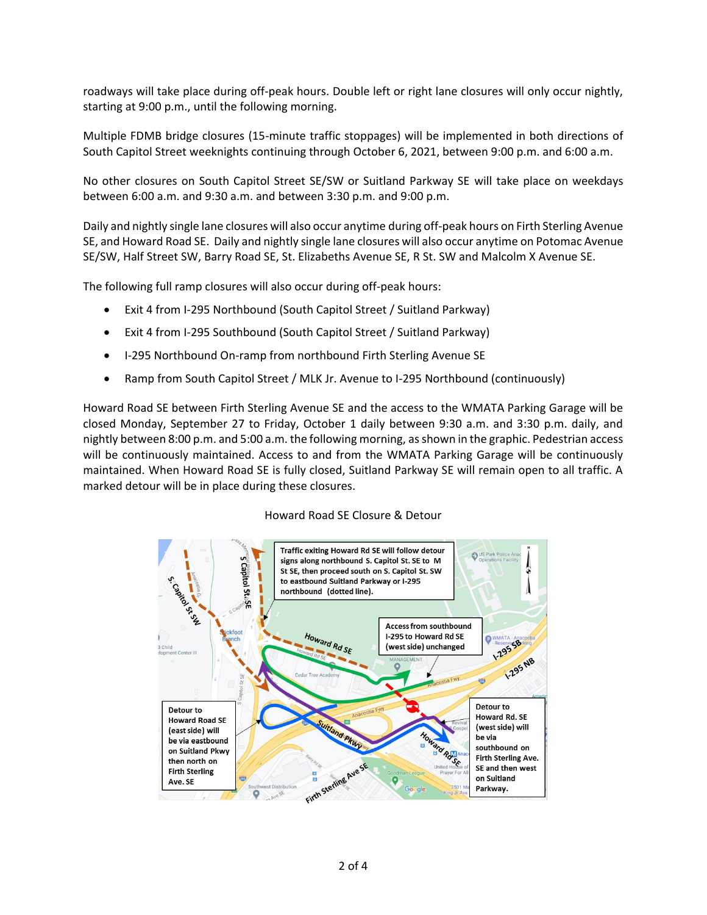roadways will take place during off-peak hours. Double left or right lane closures will only occur nightly, starting at 9:00 p.m., until the following morning.

Multiple FDMB bridge closures (15-minute traffic stoppages) will be implemented in both directions of South Capitol Street weeknights continuing through October 6, 2021, between 9:00 p.m. and 6:00 a.m.

No other closures on South Capitol Street SE/SW or Suitland Parkway SE will take place on weekdays between 6:00 a.m. and 9:30 a.m. and between 3:30 p.m. and 9:00 p.m.

Daily and nightly single lane closures will also occur anytime during off-peak hours on Firth Sterling Avenue SE, and Howard Road SE. Daily and nightly single lane closures will also occur anytime on Potomac Avenue SE/SW, Half Street SW, Barry Road SE, St. Elizabeths Avenue SE, R St. SW and Malcolm X Avenue SE.

The following full ramp closures will also occur during off-peak hours:

- Exit 4 from I-295 Northbound (South Capitol Street / Suitland Parkway)
- Exit 4 from I-295 Southbound (South Capitol Street / Suitland Parkway)
- I-295 Northbound On-ramp from northbound Firth Sterling Avenue SE
- Ramp from South Capitol Street / MLK Jr. Avenue to I-295 Northbound (continuously)

Howard Road SE between Firth Sterling Avenue SE and the access to the WMATA Parking Garage will be closed Monday, September 27 to Friday, October 1 daily between 9:30 a.m. and 3:30 p.m. daily, and nightly between 8:00 p.m. and 5:00 a.m. the following morning, as shown in the graphic. Pedestrian access will be continuously maintained. Access to and from the WMATA Parking Garage will be continuously maintained. When Howard Road SE is fully closed, Suitland Parkway SE will remain open to all traffic. A marked detour will be in place during these closures.

Howard Road SE Closure & Detour

Traffic exiting Howard Rd SE will follow detour signs along northbound S. Capitol St. SE to M St SE, then proceed south on S. Capitol St. SW to eastbound Suitland Parkway or I-295 northbound (dotted line).

Access from southbound I-295 to Howard Rd SE (west side) unchanged

Detour to Howard Road SE (east side) will be via eastbound on Suitland Pkwy then north on Firth Sterling Ave. SE

Detour to Howard Rd. SE (west side) will be via southbound on Firth Sterling Ave. SE and then west on Suitland Parkway.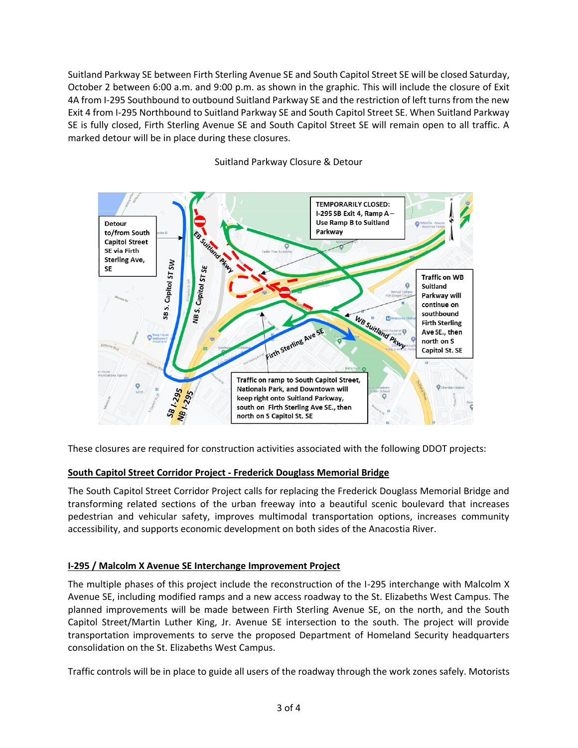Suitland Parkway SE between Firth Sterling Avenue SE and South Capitol Street SE will be closed Saturday, October 2 between 6:00 a.m. and 9:00 p.m. as shown in the graphic. This will include the closure of Exit 4A from I-295 Southbound to outbound Suitland Parkway SE and the restriction of left turns from the new Exit 4 from I-295 Northbound to Suitland Parkway SE and South Capitol Street SE. When Suitland Parkway SE is fully closed, Firth Sterling Avenue SE and South Capitol Street SE will remain open to all traffic. A marked detour will be in place during these closures.

Suitland Parkway Closure & Detour

Detour to/from South Capitol Street SE via Firth Sterling Ave, SE

TEMPORARILY CLOSED: I-295 SB Exit 4, Ramp A – Use Ramp B to Suitland Parkway

Traffic on WB Suitland Parkway will continue on southbound Firth Sterling Ave SE., then north on S Capitol St. SE

Traffic on ramp to South Capitol Street, Nationals Park, and Downtown will keep right onto Suitland Parkway, south on Firth Sterling Ave SE., then north on S Capitol St. SE

These closures are required for construction activities associated with the following DDOT projects:

**South Capitol Street Corridor Project - Frederick Douglass Memorial Bridge**

The South Capitol Street Corridor Project calls for replacing the Frederick Douglass Memorial Bridge and transforming related sections of the urban freeway into a beautiful scenic boulevard that increases pedestrian and vehicular safety, improves multimodal transportation options, increases community accessibility, and supports economic development on both sides of the Anacostia River.

**I-295 / Malcolm X Avenue SE Interchange Improvement Project**

The multiple phases of this project include the reconstruction of the I-295 interchange with Malcolm X Avenue SE, including modified ramps and a new access roadway to the St. Elizabeths West Campus. The planned improvements will be made between Firth Sterling Avenue SE, on the north, and the South Capitol Street/Martin Luther King, Jr. Avenue SE intersection to the south. The project will provide transportation improvements to serve the proposed Department of Homeland Security headquarters consolidation on the St. Elizabeths West Campus.

Traffic controls will be in place to guide all users of the roadway through the work zones safely. Motorists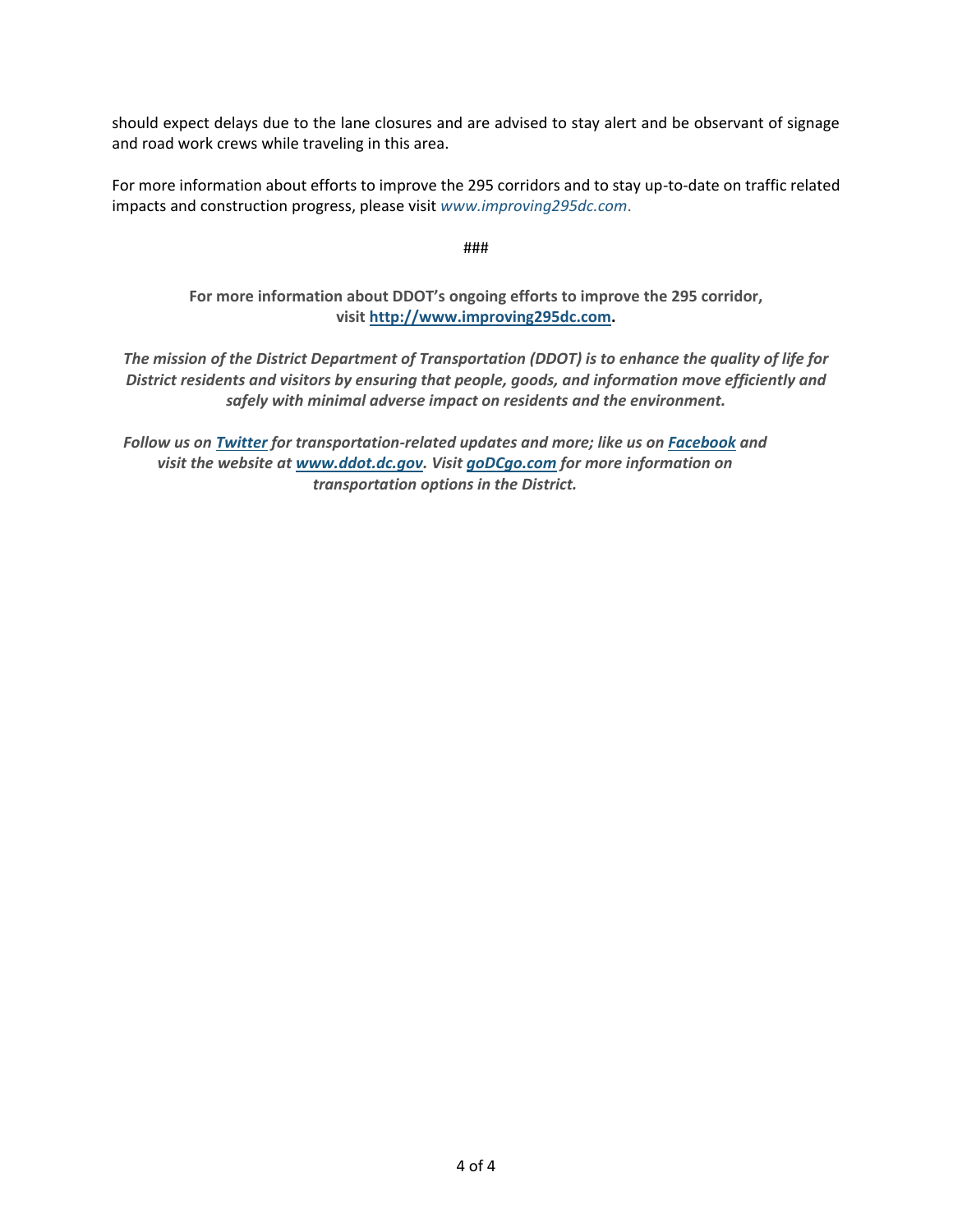should expect delays due to the lane closures and are advised to stay alert and be observant of signage and road work crews while traveling in this area.

For more information about efforts to improve the 295 corridors and to stay up-to-date on traffic related impacts and construction progress, please visit *www.improving295dc.com*.

###

**For more information about DDOT's ongoing efforts to improve the 295 corridor, visit http://www.improving295dc.com.**

***The mission of the District Department of Transportation (DDOT) is to enhance the quality of life for District residents and visitors by ensuring that people, goods, and information move efficiently and safely with minimal adverse impact on residents and the environment.***

***Follow us on Twitter for transportation-related updates and more; like us on Facebook and visit the website at www.ddot.dc.gov. Visit goDCgo.com for more information on transportation options in the District.***